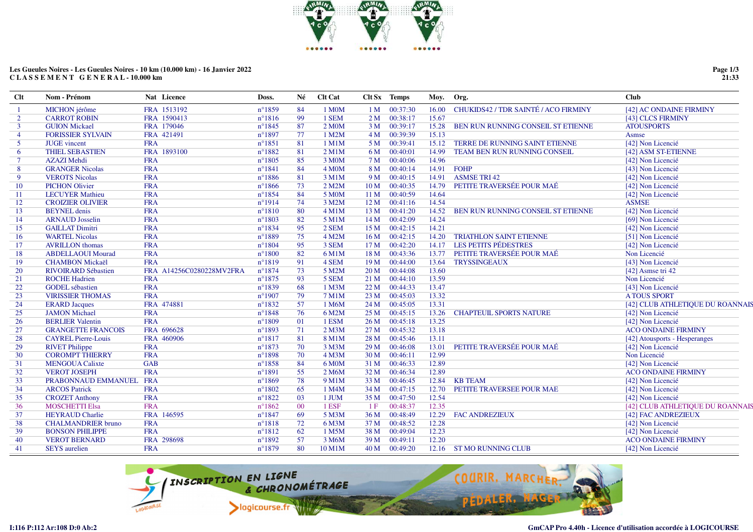**Les Gueules Noires - Les Gueules Noires - 10 km (10.000 km) - 16 Janvier 2022**
**C L A S S E M E N T   G E N E R A L - 10.000 km**

| Clt | Nom - Prénom | Nat | Licence | Doss. | Né | Clt Cat | Clt Sx | Temps | Moy. | Org. | Club |
|---|---|---|---|---|---|---|---|---|---|---|---|
| 1 | MICHON jérôme | FRA | 1513192 | n°1859 | 84 | 1 M0M | 1 M | 00:37:30 | 16.00 | CHUKIDS42 / TDR SAINTÉ / ACO FIRMINY | [42] AC ONDAINE FIRMINY |
| 2 | CARROT ROBIN | FRA | 1590413 | n°1816 | 99 | 1 SEM | 2 M | 00:38:17 | 15.67 | | [43] CLCS FIRMINY |
| 3 | GUION Mickael | FRA | 179046 | n°1845 | 87 | 2 M0M | 3 M | 00:39:17 | 15.28 | BEN RUN RUNNING CONSEIL ST ETIENNE | ATOUSPORTS |
| 4 | FORISSIER SYLVAIN | FRA | 421491 | n°1897 | 77 | 1 M2M | 4 M | 00:39:39 | 15.13 | | Asmse |
| 5 | JUGE vincent | FRA | | n°1851 | 81 | 1 M1M | 5 M | 00:39:41 | 15.12 | TERRE DE RUNNING SAINT ETIENNE | [42] Non Licencié |
| 6 | THIEL SEBASTIEN | FRA | 1893100 | n°1882 | 81 | 2 M1M | 6 M | 00:40:01 | 14.99 | TEAM BEN RUN RUNNING CONSEIL | [42] ASM ST-ETIENNE |
| 7 | AZAZI Mehdi | FRA | | n°1805 | 85 | 3 M0M | 7 M | 00:40:06 | 14.96 | | [42] Non Licencié |
| 8 | GRANGER Nicolas | FRA | | n°1841 | 84 | 4 M0M | 8 M | 00:40:14 | 14.91 | FOHP | [43] Non Licencié |
| 9 | VEROTS Nicolas | FRA | | n°1886 | 81 | 3 M1M | 9 M | 00:40:15 | 14.91 | ASMSE TRI 42 | [42] Non Licencié |
| 10 | PICHON Olivier | FRA | | n°1866 | 73 | 2 M2M | 10 M | 00:40:35 | 14.79 | PETITE TRAVERSÉE POUR MAÉ | [42] Non Licencié |
| 11 | LECUYER Mathieu | FRA | | n°1854 | 84 | 5 M0M | 11 M | 00:40:59 | 14.64 | | [42] Non Licencié |
| 12 | CROIZIER OLIVIER | FRA | | n°1914 | 74 | 3 M2M | 12 M | 00:41:16 | 14.54 | | ASMSE |
| 13 | BEYNEL denis | FRA | | n°1810 | 80 | 4 M1M | 13 M | 00:41:20 | 14.52 | BEN RUN RUNNING CONSEIL ST ETIENNE | [42] Non Licencié |
| 14 | ARNAUD Josselin | FRA | | n°1803 | 82 | 5 M1M | 14 M | 00:42:09 | 14.24 | | [69] Non Licencié |
| 15 | GAILLAT Dimitri | FRA | | n°1834 | 95 | 2 SEM | 15 M | 00:42:15 | 14.21 | | [42] Non Licencié |
| 16 | WARTEL Nicolas | FRA | | n°1889 | 75 | 4 M2M | 16 M | 00:42:15 | 14.20 | TRIATHLON SAINT ETIENNE | [51] Non Licencié |
| 17 | AVRILLON thomas | FRA | | n°1804 | 95 | 3 SEM | 17 M | 00:42:20 | 14.17 | LES PETITS PÉDESTRES | [42] Non Licencié |
| 18 | ABDELLAOUI Mourad | FRA | | n°1800 | 82 | 6 M1M | 18 M | 00:43:36 | 13.77 | PETITE TRAVERSÉE POUR MAÉ | Non Licencié |
| 19 | CHAMBON Mickaël | FRA | | n°1819 | 91 | 4 SEM | 19 M | 00:44:00 | 13.64 | TRYSSINGEAUX | [43] Non Licencié |
| 20 | RIVOIRARD Sébastien | FRA | A14256C0280228MV2FRA | n°1874 | 73 | 5 M2M | 20 M | 00:44:08 | 13.60 | | [42] Asmse tri 42 |
| 21 | ROCHE Hadrien | FRA | | n°1875 | 93 | 5 SEM | 21 M | 00:44:10 | 13.59 | | Non Licencié |
| 22 | GODEL sébastien | FRA | | n°1839 | 68 | 1 M3M | 22 M | 00:44:33 | 13.47 | | [43] Non Licencié |
| 23 | VIRISSIER THOMAS | FRA | | n°1907 | 79 | 7 M1M | 23 M | 00:45:03 | 13.32 | | A TOUS SPORT |
| 24 | ERARD Jacques | FRA | 474881 | n°1832 | 57 | 1 M6M | 24 M | 00:45:05 | 13.31 | | [42] CLUB ATHLETIQUE DU ROANNAIS |
| 25 | JAMON Michael | FRA | | n°1848 | 76 | 6 M2M | 25 M | 00:45:15 | 13.26 | CHAPTEUIL SPORTS NATURE | [42] Non Licencié |
| 26 | BERLIER Valentin | FRA | | n°1809 | 01 | 1 ESM | 26 M | 00:45:18 | 13.25 | | [42] Non Licencié |
| 27 | GRANGETTE FRANCOIS | FRA | 696628 | n°1893 | 71 | 2 M3M | 27 M | 00:45:32 | 13.18 | | ACO ONDAINE FIRMINY |
| 28 | CAYREL Pierre-Louis | FRA | 460906 | n°1817 | 81 | 8 M1M | 28 M | 00:45:46 | 13.11 | | [42] Atousports - Hesperanges |
| 29 | RIVET Philippe | FRA | | n°1873 | 70 | 3 M3M | 29 M | 00:46:08 | 13.01 | PETITE TRAVERSÉE POUR MAÉ | [42] Non Licencié |
| 30 | COROMPT THIERRY | FRA | | n°1898 | 70 | 4 M3M | 30 M | 00:46:11 | 12.99 | | Non Licencié |
| 31 | MENGOUA Calixte | GAB | | n°1858 | 84 | 6 M0M | 31 M | 00:46:33 | 12.89 | | [42] Non Licencié |
| 32 | VEROT JOSEPH | FRA | | n°1891 | 55 | 2 M6M | 32 M | 00:46:34 | 12.89 | | ACO ONDAINE FIRMINY |
| 33 | PRABONNAUD EMMANUEL | FRA | | n°1869 | 78 | 9 M1M | 33 M | 00:46:45 | 12.84 | KB TEAM | [42] Non Licencié |
| 34 | ARCOS Patrick | FRA | | n°1802 | 65 | 1 M4M | 34 M | 00:47:15 | 12.70 | PETITE TRAVERSEE POUR MAE | [42] Non Licencié |
| 35 | CROZET Anthony | FRA | | n°1822 | 03 | 1 JUM | 35 M | 00:47:50 | 12.54 | | [42] Non Licencié |
| 36 | MOSCHETTI Elsa | FRA | | n°1862 | 00 | 1 ESF | 1 F | 00:48:37 | 12.35 | | [42] CLUB ATHLETIQUE DU ROANNAIS |
| 37 | HEYRAUD Charlie | FRA | 146595 | n°1847 | 69 | 5 M3M | 36 M | 00:48:49 | 12.29 | FAC ANDREZIEUX | [42] FAC ANDREZIEUX |
| 38 | CHALMANDRIER bruno | FRA | | n°1818 | 72 | 6 M3M | 37 M | 00:48:52 | 12.28 | | [42] Non Licencié |
| 39 | BONSON PHILIPPE | FRA | | n°1812 | 62 | 1 M5M | 38 M | 00:49:04 | 12.23 | | [42] Non Licencié |
| 40 | VEROT BERNARD | FRA | 298698 | n°1892 | 57 | 3 M6M | 39 M | 00:49:11 | 12.20 | | ACO ONDAINE FIRMINY |
| 41 | SEYS aurelien | FRA | | n°1879 | 80 | 10 M1M | 40 M | 00:49:20 | 12.16 | ST MO RUNNING CLUB | [42] Non Licencié |

I:116 P:112 Ar:108 D:0 Ab:2

GmCAP Pro 4.40h - Licence d'utilisation accordée à LOGICOURSE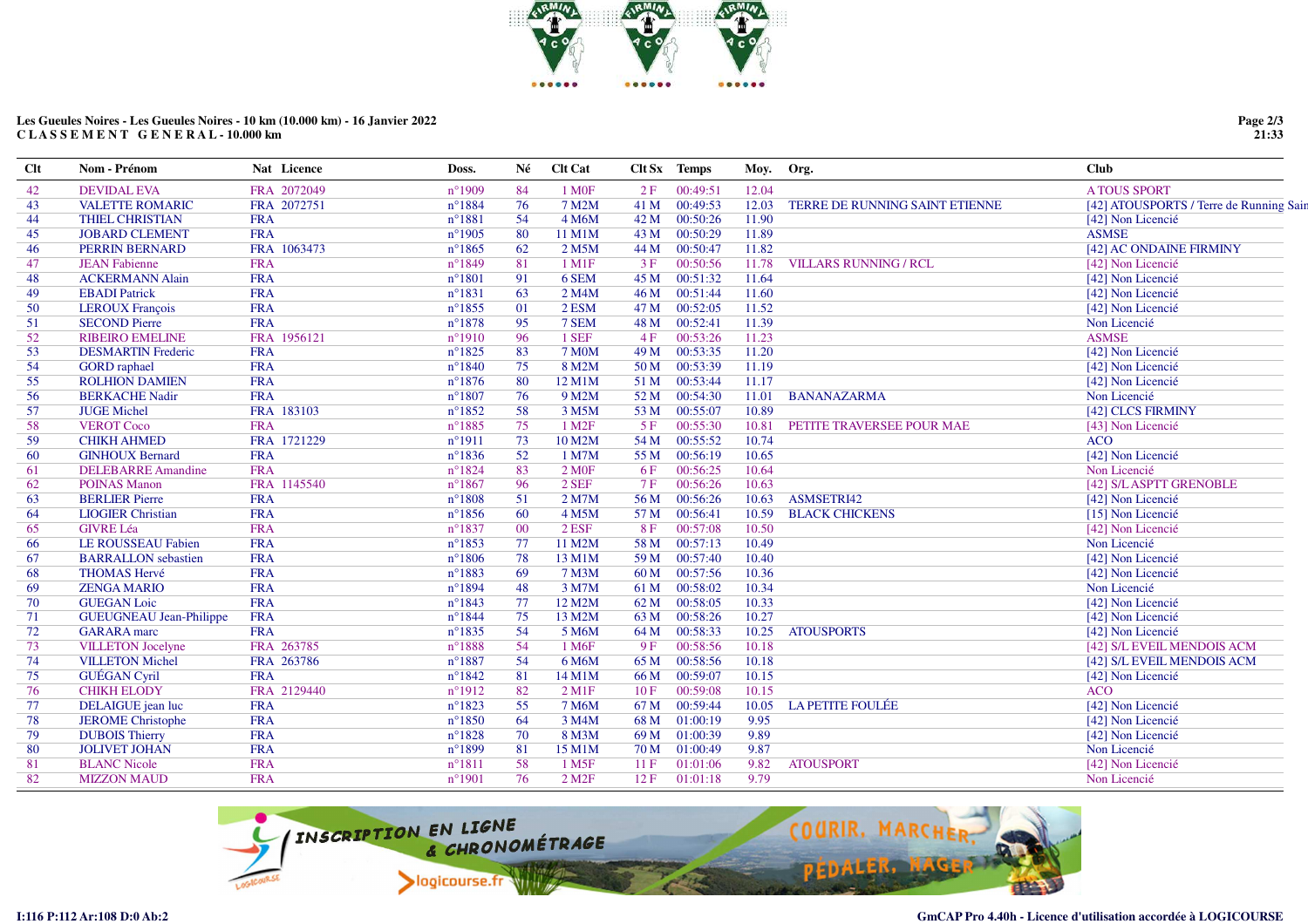**Les Gueules Noires - Les Gueules Noires - 10 km (10.000 km) - 16 Janvier 2022**
**CLASSEMENT GENERAL - 10.000 km**

| Clt | Nom - Prénom | Nat | Licence | Doss. | Né | Clt Cat | Clt Sx | Temps | Moy. | Org. | Club |
|---|---|---|---|---|---|---|---|---|---|---|---|
| 42 | DEVIDAL EVA | FRA | 2072049 | n°1909 | 84 | 1 M0F | 2 F | 00:49:51 | 12.04 | | A TOUS SPORT |
| 43 | VALETTE ROMARIC | FRA | 2072751 | n°1884 | 76 | 7 M2M | 41 M | 00:49:53 | 12.03 | TERRE DE RUNNING SAINT ETIENNE | [42] ATOUSPORTS / Terre de Running Sain |
| 44 | THIEL CHRISTIAN | FRA | | n°1881 | 54 | 4 M6M | 42 M | 00:50:26 | 11.90 | | [42] Non Licencié |
| 45 | JOBARD CLEMENT | FRA | | n°1905 | 80 | 11 M1M | 43 M | 00:50:29 | 11.89 | | ASMSE |
| 46 | PERRIN BERNARD | FRA | 1063473 | n°1865 | 62 | 2 M5M | 44 M | 00:50:47 | 11.82 | | [42] AC ONDAINE FIRMINY |
| 47 | JEAN Fabienne | FRA | | n°1849 | 81 | 1 M1F | 3 F | 00:50:56 | 11.78 | VILLARS RUNNING / RCL | [42] Non Licencié |
| 48 | ACKERMANN Alain | FRA | | n°1801 | 91 | 6 SEM | 45 M | 00:51:32 | 11.64 | | [42] Non Licencié |
| 49 | EBADI Patrick | FRA | | n°1831 | 63 | 2 M4M | 46 M | 00:51:44 | 11.60 | | [42] Non Licencié |
| 50 | LEROUX François | FRA | | n°1855 | 01 | 2 ESM | 47 M | 00:52:05 | 11.52 | | [42] Non Licencié |
| 51 | SECOND Pierre | FRA | | n°1878 | 95 | 7 SEM | 48 M | 00:52:41 | 11.39 | | Non Licencié |
| 52 | RIBEIRO EMELINE | FRA | 1956121 | n°1910 | 96 | 1 SEF | 4 F | 00:53:26 | 11.23 | | ASMSE |
| 53 | DESMARTIN Frederic | FRA | | n°1825 | 83 | 7 M0M | 49 M | 00:53:35 | 11.20 | | [42] Non Licencié |
| 54 | GORD raphael | FRA | | n°1840 | 75 | 8 M2M | 50 M | 00:53:39 | 11.19 | | [42] Non Licencié |
| 55 | ROLHION DAMIEN | FRA | | n°1876 | 80 | 12 M1M | 51 M | 00:53:44 | 11.17 | | [42] Non Licencié |
| 56 | BERKACHE Nadir | FRA | | n°1807 | 76 | 9 M2M | 52 M | 00:54:30 | 11.01 | BANANAZARMA | Non Licencié |
| 57 | JUGE Michel | FRA | 183103 | n°1852 | 58 | 3 M5M | 53 M | 00:55:07 | 10.89 | | [42] CLCS FIRMINY |
| 58 | VEROT Coco | FRA | | n°1885 | 75 | 1 M2F | 5 F | 00:55:30 | 10.81 | PETITE TRAVERSEE POUR MAE | [43] Non Licencié |
| 59 | CHIKH AHMED | FRA | 1721229 | n°1911 | 73 | 10 M2M | 54 M | 00:55:52 | 10.74 | | ACO |
| 60 | GINHOUX Bernard | FRA | | n°1836 | 52 | 1 M7M | 55 M | 00:56:19 | 10.65 | | [42] Non Licencié |
| 61 | DELEBARRE Amandine | FRA | | n°1824 | 83 | 2 M0F | 6 F | 00:56:25 | 10.64 | | Non Licencié |
| 62 | POINAS Manon | FRA | 1145540 | n°1867 | 96 | 2 SEF | 7 F | 00:56:26 | 10.63 | | [42] S/L ASPTT GRENOBLE |
| 63 | BERLIER Pierre | FRA | | n°1808 | 51 | 2 M7M | 56 M | 00:56:26 | 10.63 | ASMSETRI42 | [42] Non Licencié |
| 64 | LIOGIER Christian | FRA | | n°1856 | 60 | 4 M5M | 57 M | 00:56:41 | 10.59 | BLACK CHICKENS | [15] Non Licencié |
| 65 | GIVRE Léa | FRA | | n°1837 | 00 | 2 ESF | 8 F | 00:57:08 | 10.50 | | [42] Non Licencié |
| 66 | LE ROUSSEAU Fabien | FRA | | n°1853 | 77 | 11 M2M | 58 M | 00:57:13 | 10.49 | | Non Licencié |
| 67 | BARRALLON sebastien | FRA | | n°1806 | 78 | 13 M1M | 59 M | 00:57:40 | 10.40 | | [42] Non Licencié |
| 68 | THOMAS Hervé | FRA | | n°1883 | 69 | 7 M3M | 60 M | 00:57:56 | 10.36 | | [42] Non Licencié |
| 69 | ZENGA MARIO | FRA | | n°1894 | 48 | 3 M7M | 61 M | 00:58:02 | 10.34 | | Non Licencié |
| 70 | GUEGAN Loic | FRA | | n°1843 | 77 | 12 M2M | 62 M | 00:58:05 | 10.33 | | [42] Non Licencié |
| 71 | GUEUGNEAU Jean-Philippe | FRA | | n°1844 | 75 | 13 M2M | 63 M | 00:58:26 | 10.27 | | [42] Non Licencié |
| 72 | GARARA marc | FRA | | n°1835 | 54 | 5 M6M | 64 M | 00:58:33 | 10.25 | ATOUSPORTS | [42] Non Licencié |
| 73 | VILLETON Jocelyne | FRA | 263785 | n°1888 | 54 | 1 M6F | 9 F | 00:58:56 | 10.18 | | [42] S/L EVEIL MENDOIS ACM |
| 74 | VILLETON Michel | FRA | 263786 | n°1887 | 54 | 6 M6M | 65 M | 00:58:56 | 10.18 | | [42] S/L EVEIL MENDOIS ACM |
| 75 | GUÉGAN Cyril | FRA | | n°1842 | 81 | 14 M1M | 66 M | 00:59:07 | 10.15 | | [42] Non Licencié |
| 76 | CHIKH ELODY | FRA | 2129440 | n°1912 | 82 | 2 M1F | 10 F | 00:59:08 | 10.15 | | ACO |
| 77 | DELAIGUE jean luc | FRA | | n°1823 | 55 | 7 M6M | 67 M | 00:59:44 | 10.05 | LA PETITE FOULÉE | [42] Non Licencié |
| 78 | JEROME Christophe | FRA | | n°1850 | 64 | 3 M4M | 68 M | 01:00:19 | 9.95 | | [42] Non Licencié |
| 79 | DUBOIS Thierry | FRA | | n°1828 | 70 | 8 M3M | 69 M | 01:00:39 | 9.89 | | [42] Non Licencié |
| 80 | JOLIVET JOHAN | FRA | | n°1899 | 81 | 15 M1M | 70 M | 01:00:49 | 9.87 | | Non Licencié |
| 81 | BLANC Nicole | FRA | | n°1811 | 58 | 1 M5F | 11 F | 01:01:06 | 9.82 | ATOUSPORT | [42] Non Licencié |
| 82 | MIZZON MAUD | FRA | | n°1901 | 76 | 2 M2F | 12 F | 01:01:18 | 9.79 | | Non Licencié |

I:116 P:112 Ar:108 D:0 Ab:2

GmCAP Pro 4.40h - Licence d'utilisation accordée à LOGICOURSE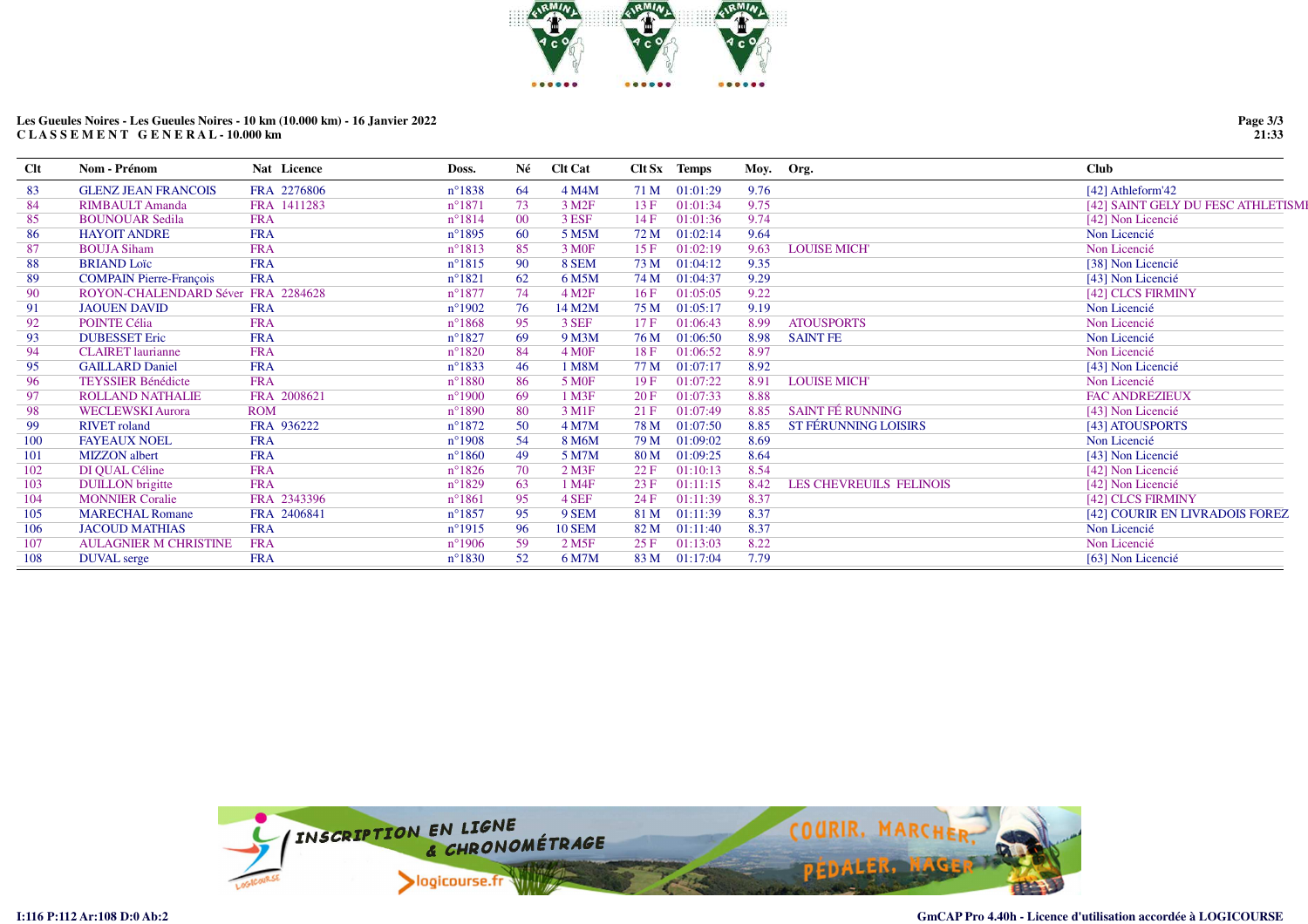**Les Gueules Noires - Les Gueules Noires - 10 km (10.000 km) - 16 Janvier 2022**
**C L A S S E M E N T G E N E R A L - 10.000 km**

| Clt | Nom - Prénom | Nat | Licence | Doss. | Né | Clt Cat | Clt Sx | Temps | Moy. | Org. | Club |
|---|---|---|---|---|---|---|---|---|---|---|---|
| 83 | GLENZ JEAN FRANCOIS | FRA | 2276806 | n°1838 | 64 | 4 M4M | 71 M | 01:01:29 | 9.76 | | [42] Athleform'42 |
| 84 | RIMBAULT Amanda | FRA | 1411283 | n°1871 | 73 | 3 M2F | 13 F | 01:01:34 | 9.75 | | [42] SAINT GELY DU FESC ATHLETISME |
| 85 | BOUNOUAR Sedila | FRA | | n°1814 | 00 | 3 ESF | 14 F | 01:01:36 | 9.74 | | [42] Non Licencié |
| 86 | HAYOIT ANDRE | FRA | | n°1895 | 60 | 5 M5M | 72 M | 01:02:14 | 9.64 | | Non Licencié |
| 87 | BOUJA Siham | FRA | | n°1813 | 85 | 3 M0F | 15 F | 01:02:19 | 9.63 | LOUISE MICH' | Non Licencié |
| 88 | BRIAND Loïc | FRA | | n°1815 | 90 | 8 SEM | 73 M | 01:04:12 | 9.35 | | [38] Non Licencié |
| 89 | COMPAIN Pierre-François | FRA | | n°1821 | 62 | 6 M5M | 74 M | 01:04:37 | 9.29 | | [43] Non Licencié |
| 90 | ROYON-CHALENDARD Séver | FRA | 2284628 | n°1877 | 74 | 4 M2F | 16 F | 01:05:05 | 9.22 | | [42] CLCS FIRMINY |
| 91 | JAOUEN DAVID | FRA | | n°1902 | 76 | 14 M2M | 75 M | 01:05:17 | 9.19 | | Non Licencié |
| 92 | POINTE Célia | FRA | | n°1868 | 95 | 3 SEF | 17 F | 01:06:43 | 8.99 | ATOUSPORTS | Non Licencié |
| 93 | DUBESSET Eric | FRA | | n°1827 | 69 | 9 M3M | 76 M | 01:06:50 | 8.98 | SAINT FE | Non Licencié |
| 94 | CLAIRET laurianne | FRA | | n°1820 | 84 | 4 M0F | 18 F | 01:06:52 | 8.97 | | Non Licencié |
| 95 | GAILLARD Daniel | FRA | | n°1833 | 46 | 1 M8M | 77 M | 01:07:17 | 8.92 | | [43] Non Licencié |
| 96 | TEYSSIER Bénédicte | FRA | | n°1880 | 86 | 5 M0F | 19 F | 01:07:22 | 8.91 | LOUISE MICH' | Non Licencié |
| 97 | ROLLAND NATHALIE | FRA | 2008621 | n°1900 | 69 | 1 M3F | 20 F | 01:07:33 | 8.88 | | FAC ANDREZIEUX |
| 98 | WECLEWSKI Aurora | ROM | | n°1890 | 80 | 3 M1F | 21 F | 01:07:49 | 8.85 | SAINT FÉ RUNNING | [43] Non Licencié |
| 99 | RIVET roland | FRA | 936222 | n°1872 | 50 | 4 M7M | 78 M | 01:07:50 | 8.85 | ST FÉRUNNING LOISIRS | [43] ATOUSPORTS |
| 100 | FAYEAUX NOEL | FRA | | n°1908 | 54 | 8 M6M | 79 M | 01:09:02 | 8.69 | | Non Licencié |
| 101 | MIZZON albert | FRA | | n°1860 | 49 | 5 M7M | 80 M | 01:09:25 | 8.64 | | [43] Non Licencié |
| 102 | DI QUAL Céline | FRA | | n°1826 | 70 | 2 M3F | 22 F | 01:10:13 | 8.54 | | [42] Non Licencié |
| 103 | DUILLON brigitte | FRA | | n°1829 | 63 | 1 M4F | 23 F | 01:11:15 | 8.42 | LES CHEVREUILS FELINOIS | [42] Non Licencié |
| 104 | MONNIER Coralie | FRA | 2343396 | n°1861 | 95 | 4 SEF | 24 F | 01:11:39 | 8.37 | | [42] CLCS FIRMINY |
| 105 | MARECHAL Romane | FRA | 2406841 | n°1857 | 95 | 9 SEM | 81 M | 01:11:39 | 8.37 | | [42] COURIR EN LIVRADOIS FOREZ |
| 106 | JACOUD MATHIAS | FRA | | n°1915 | 96 | 10 SEM | 82 M | 01:11:40 | 8.37 | | Non Licencié |
| 107 | AULAGNIER M CHRISTINE | FRA | | n°1906 | 59 | 2 M5F | 25 F | 01:13:03 | 8.22 | | Non Licencié |
| 108 | DUVAL serge | FRA | | n°1830 | 52 | 6 M7M | 83 M | 01:17:04 | 7.79 | | [63] Non Licencié |

I:116 P:112 Ar:108 D:0 Ab:2

GmCAP Pro 4.40h - Licence d'utilisation accordée à LOGICOURSE